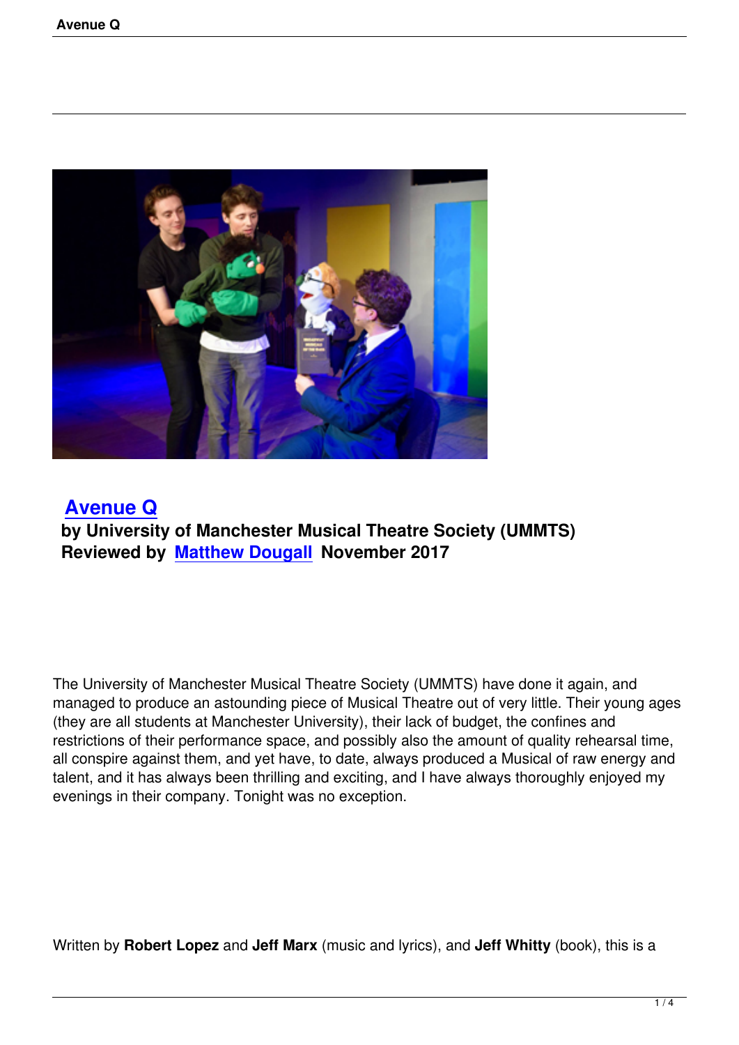# Avenue Q

**by University of Manchester Musical Theatre Society (UMMTS)**
**Reviewed by Matthew Dougall November 2017**

The University of Manchester Musical Theatre Society (UMMTS) have done it again, and managed to produce an astounding piece of Musical Theatre out of very little. Their young ages (they are all students at Manchester University), their lack of budget, the confines and restrictions of their performance space, and possibly also the amount of quality rehearsal time, all conspire against them, and yet have, to date, always produced a Musical of raw energy and talent, and it has always been thrilling and exciting, and I have always thoroughly enjoyed my evenings in their company. Tonight was no exception.

Written by **Robert Lopez** and **Jeff Marx** (music and lyrics), and **Jeff Whitty** (book), this is a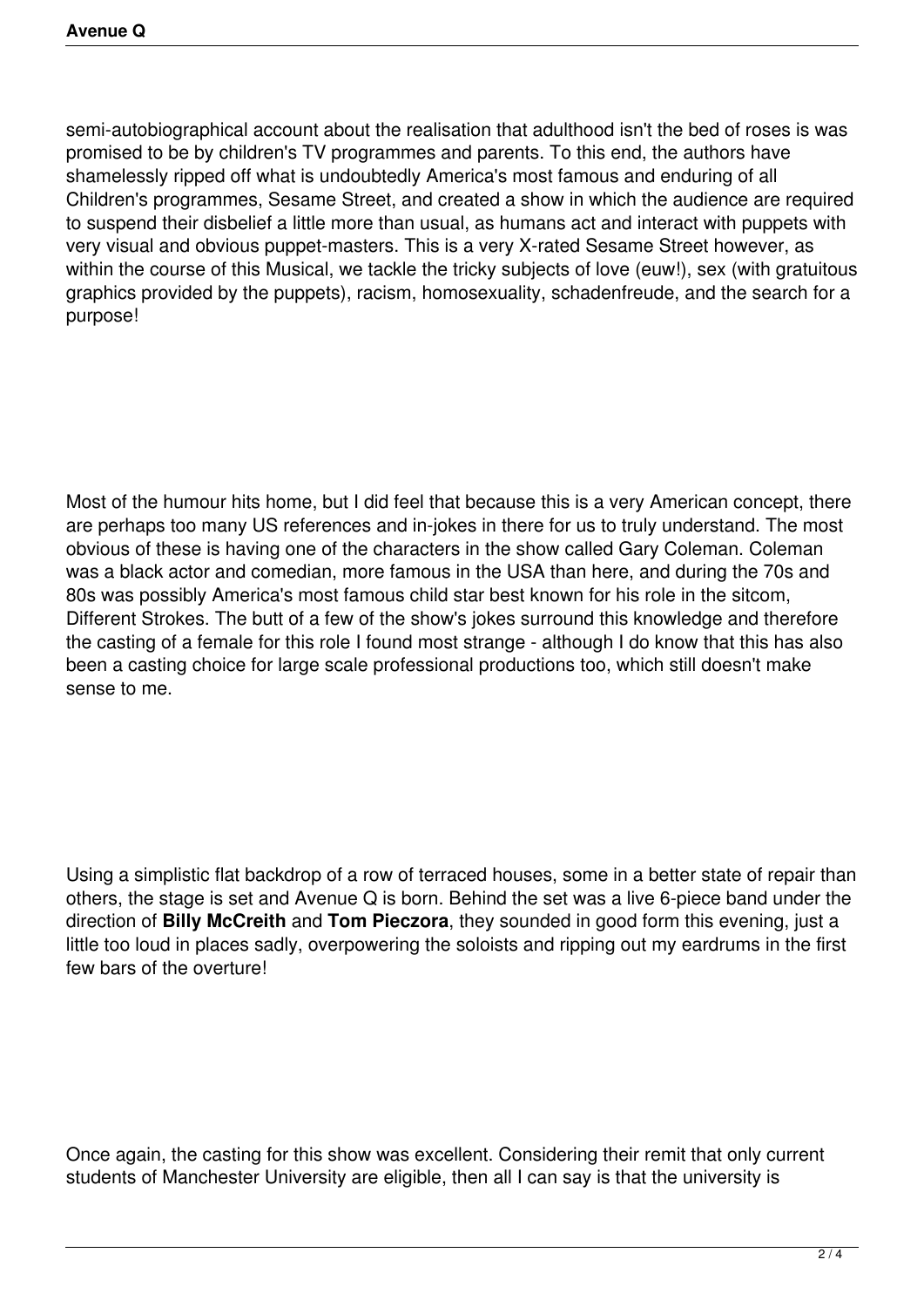semi-autobiographical account about the realisation that adulthood isn't the bed of roses is was promised to be by children's TV programmes and parents. To this end, the authors have shamelessly ripped off what is undoubtedly America's most famous and enduring of all Children's programmes, Sesame Street, and created a show in which the audience are required to suspend their disbelief a little more than usual, as humans act and interact with puppets with very visual and obvious puppet-masters. This is a very X-rated Sesame Street however, as within the course of this Musical, we tackle the tricky subjects of love (euw!), sex (with gratuitous graphics provided by the puppets), racism, homosexuality, schadenfreude, and the search for a purpose!

Most of the humour hits home, but I did feel that because this is a very American concept, there are perhaps too many US references and in-jokes in there for us to truly understand. The most obvious of these is having one of the characters in the show called Gary Coleman. Coleman was a black actor and comedian, more famous in the USA than here, and during the 70s and 80s was possibly America's most famous child star best known for his role in the sitcom, Different Strokes. The butt of a few of the show's jokes surround this knowledge and therefore the casting of a female for this role I found most strange - although I do know that this has also been a casting choice for large scale professional productions too, which still doesn't make sense to me.

Using a simplistic flat backdrop of a row of terraced houses, some in a better state of repair than others, the stage is set and Avenue Q is born. Behind the set was a live 6-piece band under the direction of **Billy McCreith** and **Tom Pieczora**, they sounded in good form this evening, just a little too loud in places sadly, overpowering the soloists and ripping out my eardrums in the first few bars of the overture!

Once again, the casting for this show was excellent. Considering their remit that only current students of Manchester University are eligible, then all I can say is that the university is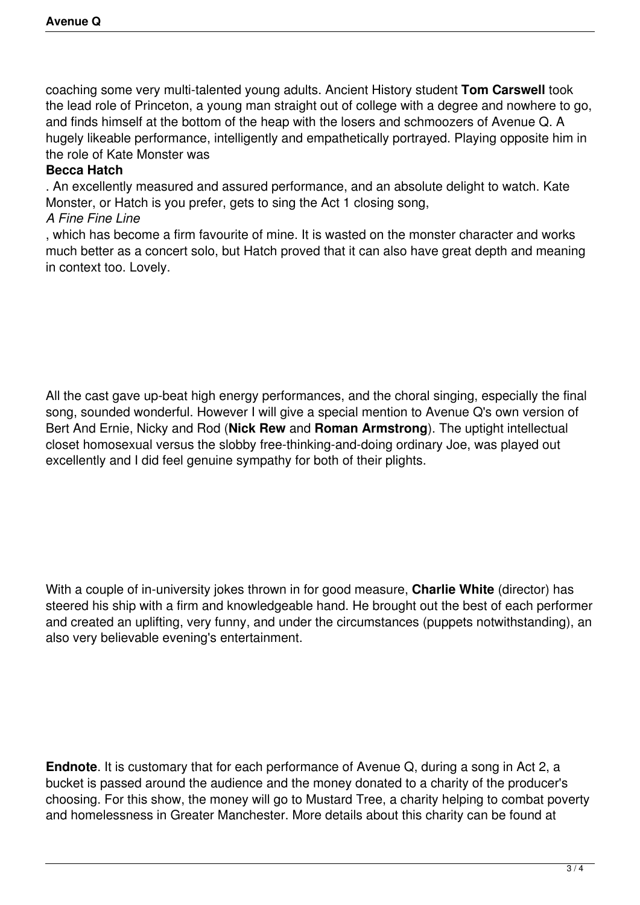coaching some very multi-talented young adults. Ancient History student **Tom Carswell** took the lead role of Princeton, a young man straight out of college with a degree and nowhere to go, and finds himself at the bottom of the heap with the losers and schmoozers of Avenue Q. A hugely likeable performance, intelligently and empathetically portrayed. Playing opposite him in the role of Kate Monster was **Becca Hatch**. An excellently measured and assured performance, and an absolute delight to watch. Kate Monster, or Hatch is you prefer, gets to sing the Act 1 closing song, *A Fine Fine Line*, which has become a firm favourite of mine. It is wasted on the monster character and works much better as a concert solo, but Hatch proved that it can also have great depth and meaning in context too. Lovely.

All the cast gave up-beat high energy performances, and the choral singing, especially the final song, sounded wonderful. However I will give a special mention to Avenue Q's own version of Bert And Ernie, Nicky and Rod (**Nick Rew** and **Roman Armstrong**). The uptight intellectual closet homosexual versus the slobby free-thinking-and-doing ordinary Joe, was played out excellently and I did feel genuine sympathy for both of their plights.

With a couple of in-university jokes thrown in for good measure, **Charlie White** (director) has steered his ship with a firm and knowledgeable hand. He brought out the best of each performer and created an uplifting, very funny, and under the circumstances (puppets notwithstanding), an also very believable evening's entertainment.

**Endnote**. It is customary that for each performance of Avenue Q, during a song in Act 2, a bucket is passed around the audience and the money donated to a charity of the producer's choosing. For this show, the money will go to Mustard Tree, a charity helping to combat poverty and homelessness in Greater Manchester. More details about this charity can be found at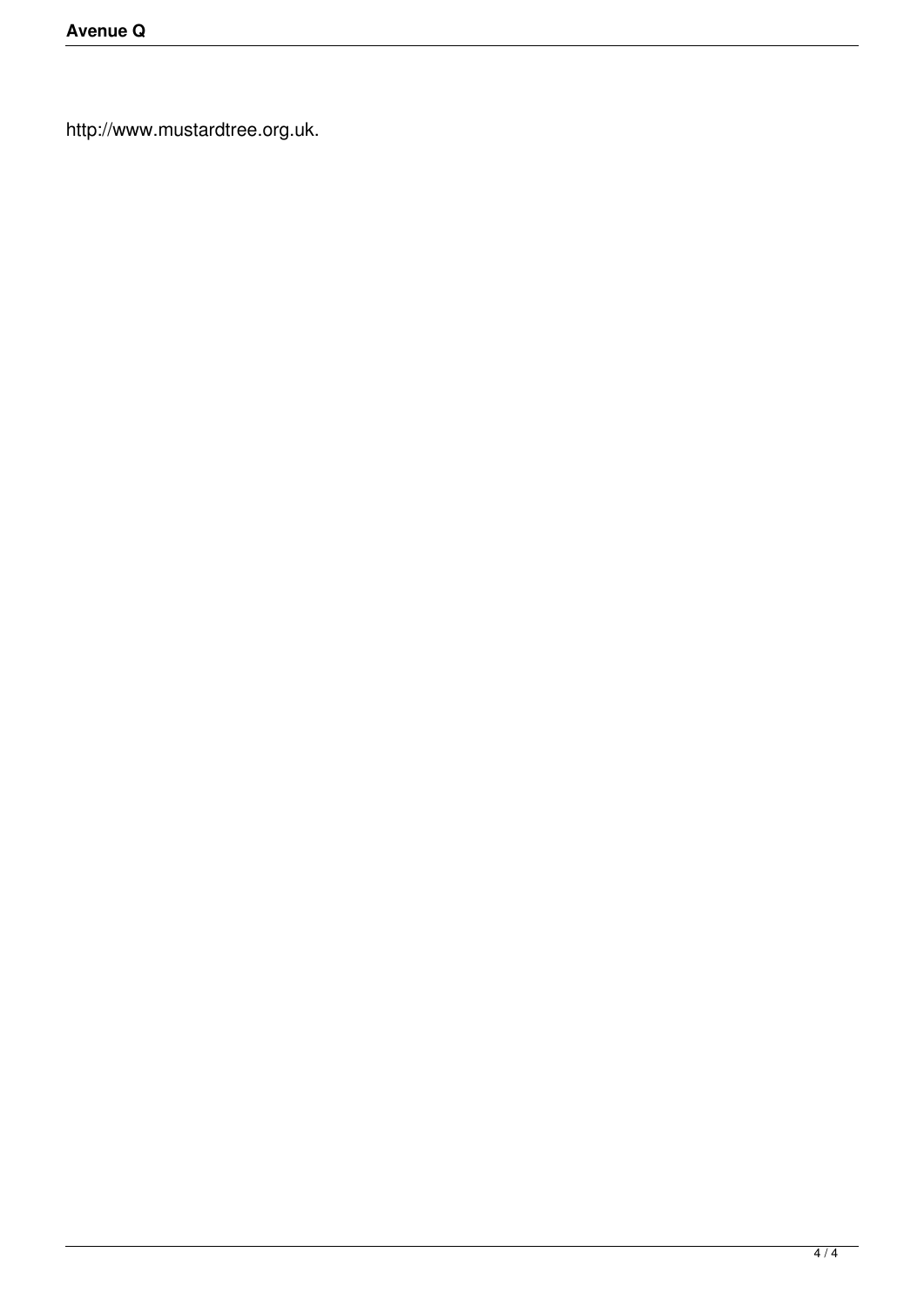http://www.mustardtree.org.uk.